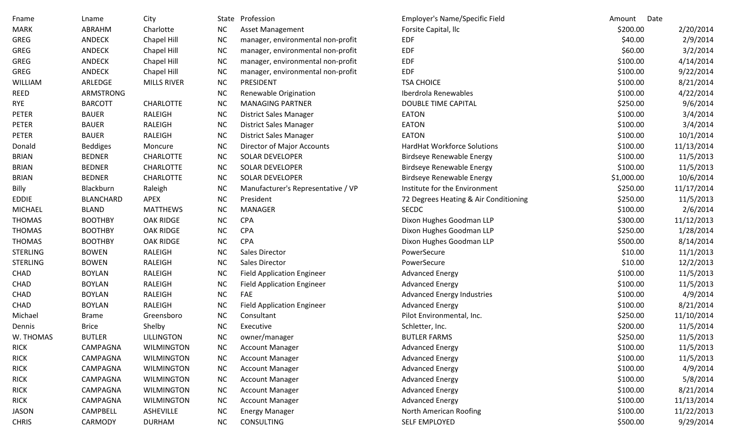| Fname | Lname | City | State | Profession | Employer's Name/Specific Field | Amount | Date |
|---|---|---|---|---|---|---|---|
| MARK | ABRAHM | Charlotte | NC | Asset Management | Forsite Capital, llc | $200.00 | 2/20/2014 |
| GREG | ANDECK | Chapel Hill | NC | manager, environmental non-profit | EDF | $40.00 | 2/9/2014 |
| GREG | ANDECK | Chapel Hill | NC | manager, environmental non-profit | EDF | $60.00 | 3/2/2014 |
| GREG | ANDECK | Chapel Hill | NC | manager, environmental non-profit | EDF | $100.00 | 4/14/2014 |
| GREG | ANDECK | Chapel Hill | NC | manager, environmental non-profit | EDF | $100.00 | 9/22/2014 |
| WILLIAM | ARLEDGE | MILLS RIVER | NC | PRESIDENT | TSA CHOICE | $100.00 | 8/21/2014 |
| REED | ARMSTRONG | | NC | Renewable Origination | Iberdrola Renewables | $100.00 | 4/22/2014 |
| RYE | BARCOTT | CHARLOTTE | NC | MANAGING PARTNER | DOUBLE TIME CAPITAL | $250.00 | 9/6/2014 |
| PETER | BAUER | RALEIGH | NC | District Sales Manager | EATON | $100.00 | 3/4/2014 |
| PETER | BAUER | RALEIGH | NC | District Sales Manager | EATON | $100.00 | 3/4/2014 |
| PETER | BAUER | RALEIGH | NC | District Sales Manager | EATON | $100.00 | 10/1/2014 |
| Donald | Beddiges | Moncure | NC | Director of Major Accounts | HardHat Workforce Solutions | $100.00 | 11/13/2014 |
| BRIAN | BEDNER | CHARLOTTE | NC | SOLAR DEVELOPER | Birdseye Renewable Energy | $100.00 | 11/5/2013 |
| BRIAN | BEDNER | CHARLOTTE | NC | SOLAR DEVELOPER | Birdseye Renewable Energy | $100.00 | 11/5/2013 |
| BRIAN | BEDNER | CHARLOTTE | NC | SOLAR DEVELOPER | Birdseye Renewable Energy | $1,000.00 | 10/6/2014 |
| Billy | Blackburn | Raleigh | NC | Manufacturer's Representative / VP | Institute for the Environment | $250.00 | 11/17/2014 |
| EDDIE | BLANCHARD | APEX | NC | President | 72 Degrees Heating & Air Conditioning | $250.00 | 11/5/2013 |
| MICHAEL | BLAND | MATTHEWS | NC | MANAGER | SECDC | $100.00 | 2/6/2014 |
| THOMAS | BOOTHBY | OAK RIDGE | NC | CPA | Dixon Hughes Goodman LLP | $300.00 | 11/12/2013 |
| THOMAS | BOOTHBY | OAK RIDGE | NC | CPA | Dixon Hughes Goodman LLP | $250.00 | 1/28/2014 |
| THOMAS | BOOTHBY | OAK RIDGE | NC | CPA | Dixon Hughes Goodman LLP | $500.00 | 8/14/2014 |
| STERLING | BOWEN | RALEIGH | NC | Sales Director | PowerSecure | $10.00 | 11/1/2013 |
| STERLING | BOWEN | RALEIGH | NC | Sales Director | PowerSecure | $10.00 | 12/2/2013 |
| CHAD | BOYLAN | RALEIGH | NC | Field Application Engineer | Advanced Energy | $100.00 | 11/5/2013 |
| CHAD | BOYLAN | RALEIGH | NC | Field Application Engineer | Advanced Energy | $100.00 | 11/5/2013 |
| CHAD | BOYLAN | RALEIGH | NC | FAE | Advanced Energy Industries | $100.00 | 4/9/2014 |
| CHAD | BOYLAN | RALEIGH | NC | Field Application Engineer | Advanced Energy | $100.00 | 8/21/2014 |
| Michael | Brame | Greensboro | NC | Consultant | Pilot Environmental, Inc. | $250.00 | 11/10/2014 |
| Dennis | Brice | Shelby | NC | Executive | Schletter, Inc. | $200.00 | 11/5/2014 |
| W. THOMAS | BUTLER | LILLINGTON | NC | owner/manager | BUTLER FARMS | $250.00 | 11/5/2013 |
| RICK | CAMPAGNA | WILMINGTON | NC | Account Manager | Advanced Energy | $100.00 | 11/5/2013 |
| RICK | CAMPAGNA | WILMINGTON | NC | Account Manager | Advanced Energy | $100.00 | 11/5/2013 |
| RICK | CAMPAGNA | WILMINGTON | NC | Account Manager | Advanced Energy | $100.00 | 4/9/2014 |
| RICK | CAMPAGNA | WILMINGTON | NC | Account Manager | Advanced Energy | $100.00 | 5/8/2014 |
| RICK | CAMPAGNA | WILMINGTON | NC | Account Manager | Advanced Energy | $100.00 | 8/21/2014 |
| RICK | CAMPAGNA | WILMINGTON | NC | Account Manager | Advanced Energy | $100.00 | 11/13/2014 |
| JASON | CAMPBELL | ASHEVILLE | NC | Energy Manager | North American Roofing | $100.00 | 11/22/2013 |
| CHRIS | CARMODY | DURHAM | NC | CONSULTING | SELF EMPLOYED | $500.00 | 9/29/2014 |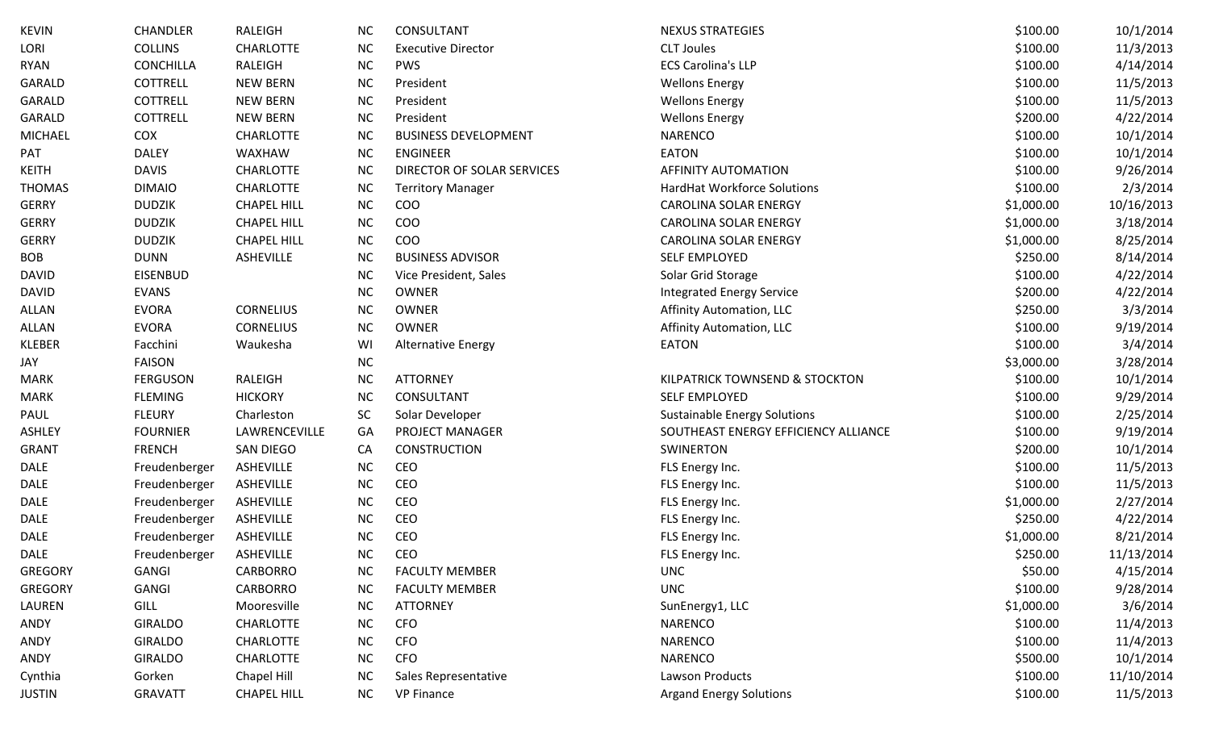| | | | | | | | |
|---|---|---|---|---|---|---|---|
| KEVIN | CHANDLER | RALEIGH | NC | CONSULTANT | NEXUS STRATEGIES | $100.00 | 10/1/2014 |
| LORI | COLLINS | CHARLOTTE | NC | Executive Director | CLT Joules | $100.00 | 11/3/2013 |
| RYAN | CONCHILLA | RALEIGH | NC | PWS | ECS Carolina's LLP | $100.00 | 4/14/2014 |
| GARALD | COTTRELL | NEW BERN | NC | President | Wellons Energy | $100.00 | 11/5/2013 |
| GARALD | COTTRELL | NEW BERN | NC | President | Wellons Energy | $100.00 | 11/5/2013 |
| GARALD | COTTRELL | NEW BERN | NC | President | Wellons Energy | $200.00 | 4/22/2014 |
| MICHAEL | COX | CHARLOTTE | NC | BUSINESS DEVELOPMENT | NARENCO | $100.00 | 10/1/2014 |
| PAT | DALEY | WAXHAW | NC | ENGINEER | EATON | $100.00 | 10/1/2014 |
| KEITH | DAVIS | CHARLOTTE | NC | DIRECTOR OF SOLAR SERVICES | AFFINITY AUTOMATION | $100.00 | 9/26/2014 |
| THOMAS | DIMAIO | CHARLOTTE | NC | Territory Manager | HardHat Workforce Solutions | $100.00 | 2/3/2014 |
| GERRY | DUDZIK | CHAPEL HILL | NC | COO | CAROLINA SOLAR ENERGY | $1,000.00 | 10/16/2013 |
| GERRY | DUDZIK | CHAPEL HILL | NC | COO | CAROLINA SOLAR ENERGY | $1,000.00 | 3/18/2014 |
| GERRY | DUDZIK | CHAPEL HILL | NC | COO | CAROLINA SOLAR ENERGY | $1,000.00 | 8/25/2014 |
| BOB | DUNN | ASHEVILLE | NC | BUSINESS ADVISOR | SELF EMPLOYED | $250.00 | 8/14/2014 |
| DAVID | EISENBUD | | NC | Vice President, Sales | Solar Grid Storage | $100.00 | 4/22/2014 |
| DAVID | EVANS | | NC | OWNER | Integrated Energy Service | $200.00 | 4/22/2014 |
| ALLAN | EVORA | CORNELIUS | NC | OWNER | Affinity Automation, LLC | $250.00 | 3/3/2014 |
| ALLAN | EVORA | CORNELIUS | NC | OWNER | Affinity Automation, LLC | $100.00 | 9/19/2014 |
| KLEBER | Facchini | Waukesha | WI | Alternative Energy | EATON | $100.00 | 3/4/2014 |
| JAY | FAISON | | NC | | | $3,000.00 | 3/28/2014 |
| MARK | FERGUSON | RALEIGH | NC | ATTORNEY | KILPATRICK TOWNSEND & STOCKTON | $100.00 | 10/1/2014 |
| MARK | FLEMING | HICKORY | NC | CONSULTANT | SELF EMPLOYED | $100.00 | 9/29/2014 |
| PAUL | FLEURY | Charleston | SC | Solar Developer | Sustainable Energy Solutions | $100.00 | 2/25/2014 |
| ASHLEY | FOURNIER | LAWRENCEVILLE | GA | PROJECT MANAGER | SOUTHEAST ENERGY EFFICIENCY ALLIANCE | $100.00 | 9/19/2014 |
| GRANT | FRENCH | SAN DIEGO | CA | CONSTRUCTION | SWINERTON | $200.00 | 10/1/2014 |
| DALE | Freudenberger | ASHEVILLE | NC | CEO | FLS Energy Inc. | $100.00 | 11/5/2013 |
| DALE | Freudenberger | ASHEVILLE | NC | CEO | FLS Energy Inc. | $100.00 | 11/5/2013 |
| DALE | Freudenberger | ASHEVILLE | NC | CEO | FLS Energy Inc. | $1,000.00 | 2/27/2014 |
| DALE | Freudenberger | ASHEVILLE | NC | CEO | FLS Energy Inc. | $250.00 | 4/22/2014 |
| DALE | Freudenberger | ASHEVILLE | NC | CEO | FLS Energy Inc. | $1,000.00 | 8/21/2014 |
| DALE | Freudenberger | ASHEVILLE | NC | CEO | FLS Energy Inc. | $250.00 | 11/13/2014 |
| GREGORY | GANGI | CARBORRO | NC | FACULTY MEMBER | UNC | $50.00 | 4/15/2014 |
| GREGORY | GANGI | CARBORRO | NC | FACULTY MEMBER | UNC | $100.00 | 9/28/2014 |
| LAUREN | GILL | Mooresville | NC | ATTORNEY | SunEnergy1, LLC | $1,000.00 | 3/6/2014 |
| ANDY | GIRALDO | CHARLOTTE | NC | CFO | NARENCO | $100.00 | 11/4/2013 |
| ANDY | GIRALDO | CHARLOTTE | NC | CFO | NARENCO | $100.00 | 11/4/2013 |
| ANDY | GIRALDO | CHARLOTTE | NC | CFO | NARENCO | $500.00 | 10/1/2014 |
| Cynthia | Gorken | Chapel Hill | NC | Sales Representative | Lawson Products | $100.00 | 11/10/2014 |
| JUSTIN | GRAVATT | CHAPEL HILL | NC | VP Finance | Argand Energy Solutions | $100.00 | 11/5/2013 |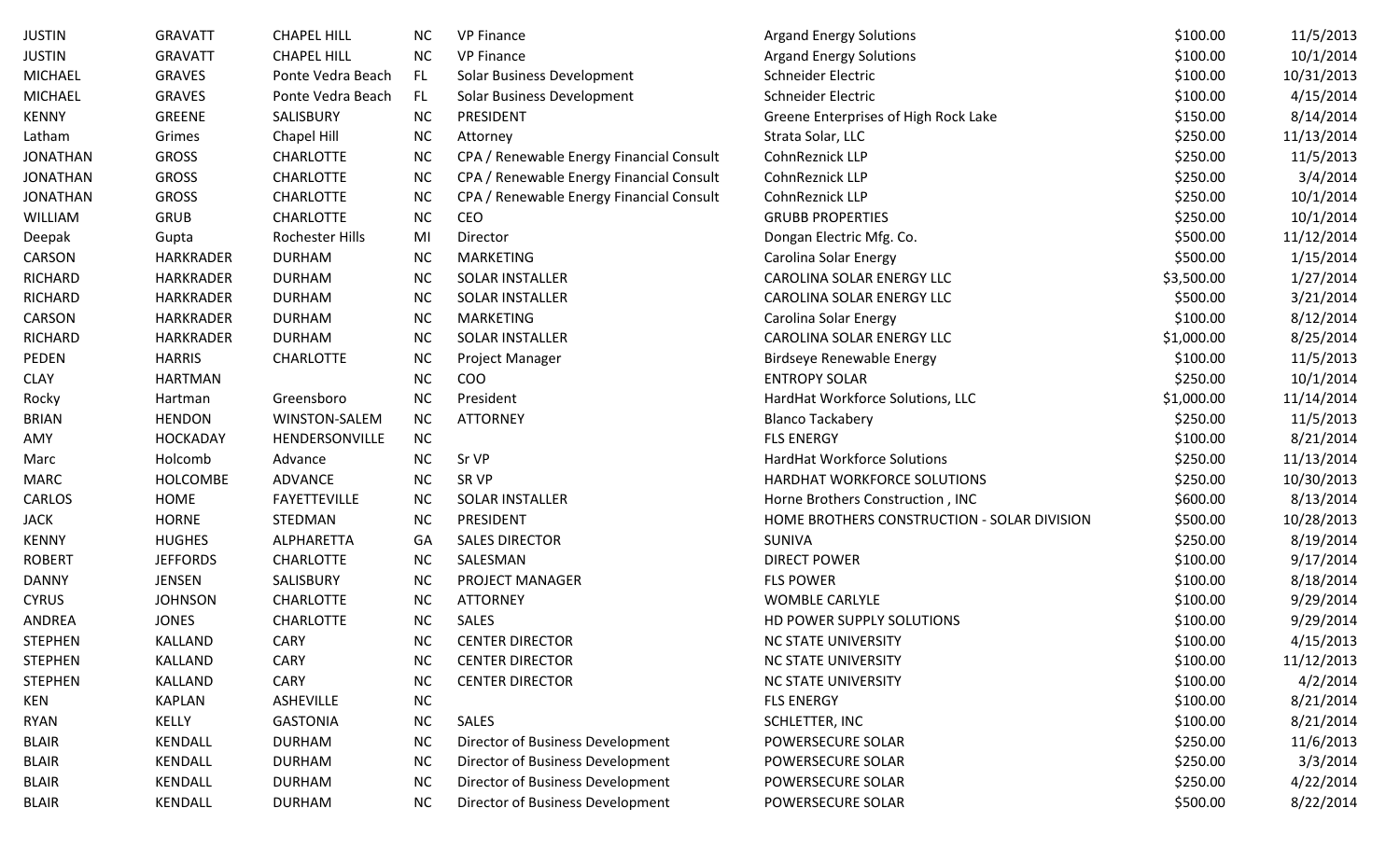| | | | | | | | |
|---|---|---|---|---|---|---|---|
| JUSTIN | GRAVATT | CHAPEL HILL | NC | VP Finance | Argand Energy Solutions | $100.00 | 11/5/2013 |
| JUSTIN | GRAVATT | CHAPEL HILL | NC | VP Finance | Argand Energy Solutions | $100.00 | 10/1/2014 |
| MICHAEL | GRAVES | Ponte Vedra Beach | FL | Solar Business Development | Schneider Electric | $100.00 | 10/31/2013 |
| MICHAEL | GRAVES | Ponte Vedra Beach | FL | Solar Business Development | Schneider Electric | $100.00 | 4/15/2014 |
| KENNY | GREENE | SALISBURY | NC | PRESIDENT | Greene Enterprises of High Rock Lake | $150.00 | 8/14/2014 |
| Latham | Grimes | Chapel Hill | NC | Attorney | Strata Solar, LLC | $250.00 | 11/13/2014 |
| JONATHAN | GROSS | CHARLOTTE | NC | CPA / Renewable Energy Financial Consult | CohnReznick LLP | $250.00 | 11/5/2013 |
| JONATHAN | GROSS | CHARLOTTE | NC | CPA / Renewable Energy Financial Consult | CohnReznick LLP | $250.00 | 3/4/2014 |
| JONATHAN | GROSS | CHARLOTTE | NC | CPA / Renewable Energy Financial Consult | CohnReznick LLP | $250.00 | 10/1/2014 |
| WILLIAM | GRUB | CHARLOTTE | NC | CEO | GRUBB PROPERTIES | $250.00 | 10/1/2014 |
| Deepak | Gupta | Rochester Hills | MI | Director | Dongan Electric Mfg. Co. | $500.00 | 11/12/2014 |
| CARSON | HARKRADER | DURHAM | NC | MARKETING | Carolina Solar Energy | $500.00 | 1/15/2014 |
| RICHARD | HARKRADER | DURHAM | NC | SOLAR INSTALLER | CAROLINA SOLAR ENERGY LLC | $3,500.00 | 1/27/2014 |
| RICHARD | HARKRADER | DURHAM | NC | SOLAR INSTALLER | CAROLINA SOLAR ENERGY LLC | $500.00 | 3/21/2014 |
| CARSON | HARKRADER | DURHAM | NC | MARKETING | Carolina Solar Energy | $100.00 | 8/12/2014 |
| RICHARD | HARKRADER | DURHAM | NC | SOLAR INSTALLER | CAROLINA SOLAR ENERGY LLC | $1,000.00 | 8/25/2014 |
| PEDEN | HARRIS | CHARLOTTE | NC | Project Manager | Birdseye Renewable Energy | $100.00 | 11/5/2013 |
| CLAY | HARTMAN | | NC | COO | ENTROPY SOLAR | $250.00 | 10/1/2014 |
| Rocky | Hartman | Greensboro | NC | President | HardHat Workforce Solutions, LLC | $1,000.00 | 11/14/2014 |
| BRIAN | HENDON | WINSTON-SALEM | NC | ATTORNEY | Blanco Tackabery | $250.00 | 11/5/2013 |
| AMY | HOCKADAY | HENDERSONVILLE | NC | | FLS ENERGY | $100.00 | 8/21/2014 |
| Marc | Holcomb | Advance | NC | Sr VP | HardHat Workforce Solutions | $250.00 | 11/13/2014 |
| MARC | HOLCOMBE | ADVANCE | NC | SR VP | HARDHAT WORKFORCE SOLUTIONS | $250.00 | 10/30/2013 |
| CARLOS | HOME | FAYETTEVILLE | NC | SOLAR INSTALLER | Horne Brothers Construction , INC | $600.00 | 8/13/2014 |
| JACK | HORNE | STEDMAN | NC | PRESIDENT | HOME BROTHERS CONSTRUCTION - SOLAR DIVISION | $500.00 | 10/28/2013 |
| KENNY | HUGHES | ALPHARETTA | GA | SALES DIRECTOR | SUNIVA | $250.00 | 8/19/2014 |
| ROBERT | JEFFORDS | CHARLOTTE | NC | SALESMAN | DIRECT POWER | $100.00 | 9/17/2014 |
| DANNY | JENSEN | SALISBURY | NC | PROJECT MANAGER | FLS POWER | $100.00 | 8/18/2014 |
| CYRUS | JOHNSON | CHARLOTTE | NC | ATTORNEY | WOMBLE CARLYLE | $100.00 | 9/29/2014 |
| ANDREA | JONES | CHARLOTTE | NC | SALES | HD POWER SUPPLY SOLUTIONS | $100.00 | 9/29/2014 |
| STEPHEN | KALLAND | CARY | NC | CENTER DIRECTOR | NC STATE UNIVERSITY | $100.00 | 4/15/2013 |
| STEPHEN | KALLAND | CARY | NC | CENTER DIRECTOR | NC STATE UNIVERSITY | $100.00 | 11/12/2013 |
| STEPHEN | KALLAND | CARY | NC | CENTER DIRECTOR | NC STATE UNIVERSITY | $100.00 | 4/2/2014 |
| KEN | KAPLAN | ASHEVILLE | NC | | FLS ENERGY | $100.00 | 8/21/2014 |
| RYAN | KELLY | GASTONIA | NC | SALES | SCHLETTER, INC | $100.00 | 8/21/2014 |
| BLAIR | KENDALL | DURHAM | NC | Director of Business Development | POWERSECURE SOLAR | $250.00 | 11/6/2013 |
| BLAIR | KENDALL | DURHAM | NC | Director of Business Development | POWERSECURE SOLAR | $250.00 | 3/3/2014 |
| BLAIR | KENDALL | DURHAM | NC | Director of Business Development | POWERSECURE SOLAR | $250.00 | 4/22/2014 |
| BLAIR | KENDALL | DURHAM | NC | Director of Business Development | POWERSECURE SOLAR | $500.00 | 8/22/2014 |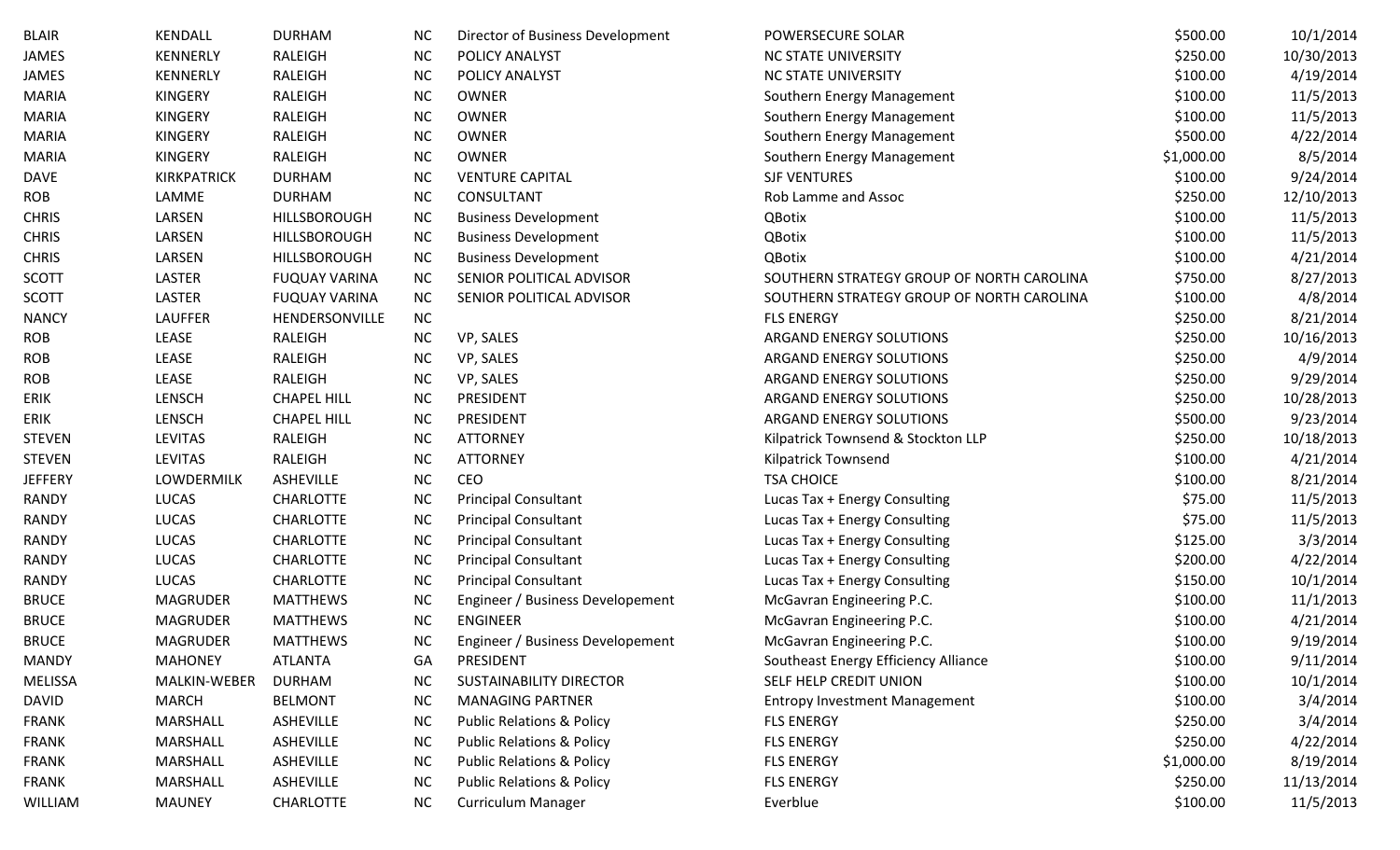| | | | | | | | |
|---|---|---|---|---|---|---|---|
| BLAIR | KENDALL | DURHAM | NC | Director of Business Development | POWERSECURE SOLAR | $500.00 | 10/1/2014 |
| JAMES | KENNERLY | RALEIGH | NC | POLICY ANALYST | NC STATE UNIVERSITY | $250.00 | 10/30/2013 |
| JAMES | KENNERLY | RALEIGH | NC | POLICY ANALYST | NC STATE UNIVERSITY | $100.00 | 4/19/2014 |
| MARIA | KINGERY | RALEIGH | NC | OWNER | Southern Energy Management | $100.00 | 11/5/2013 |
| MARIA | KINGERY | RALEIGH | NC | OWNER | Southern Energy Management | $100.00 | 11/5/2013 |
| MARIA | KINGERY | RALEIGH | NC | OWNER | Southern Energy Management | $500.00 | 4/22/2014 |
| MARIA | KINGERY | RALEIGH | NC | OWNER | Southern Energy Management | $1,000.00 | 8/5/2014 |
| DAVE | KIRKPATRICK | DURHAM | NC | VENTURE CAPITAL | SJF VENTURES | $100.00 | 9/24/2014 |
| ROB | LAMME | DURHAM | NC | CONSULTANT | Rob Lamme and Assoc | $250.00 | 12/10/2013 |
| CHRIS | LARSEN | HILLSBOROUGH | NC | Business Development | QBotix | $100.00 | 11/5/2013 |
| CHRIS | LARSEN | HILLSBOROUGH | NC | Business Development | QBotix | $100.00 | 11/5/2013 |
| CHRIS | LARSEN | HILLSBOROUGH | NC | Business Development | QBotix | $100.00 | 4/21/2014 |
| SCOTT | LASTER | FUQUAY VARINA | NC | SENIOR POLITICAL ADVISOR | SOUTHERN STRATEGY GROUP OF NORTH CAROLINA | $750.00 | 8/27/2013 |
| SCOTT | LASTER | FUQUAY VARINA | NC | SENIOR POLITICAL ADVISOR | SOUTHERN STRATEGY GROUP OF NORTH CAROLINA | $100.00 | 4/8/2014 |
| NANCY | LAUFFER | HENDERSONVILLE | NC | | FLS ENERGY | $250.00 | 8/21/2014 |
| ROB | LEASE | RALEIGH | NC | VP, SALES | ARGAND ENERGY SOLUTIONS | $250.00 | 10/16/2013 |
| ROB | LEASE | RALEIGH | NC | VP, SALES | ARGAND ENERGY SOLUTIONS | $250.00 | 4/9/2014 |
| ROB | LEASE | RALEIGH | NC | VP, SALES | ARGAND ENERGY SOLUTIONS | $250.00 | 9/29/2014 |
| ERIK | LENSCH | CHAPEL HILL | NC | PRESIDENT | ARGAND ENERGY SOLUTIONS | $250.00 | 10/28/2013 |
| ERIK | LENSCH | CHAPEL HILL | NC | PRESIDENT | ARGAND ENERGY SOLUTIONS | $500.00 | 9/23/2014 |
| STEVEN | LEVITAS | RALEIGH | NC | ATTORNEY | Kilpatrick Townsend & Stockton LLP | $250.00 | 10/18/2013 |
| STEVEN | LEVITAS | RALEIGH | NC | ATTORNEY | Kilpatrick Townsend | $100.00 | 4/21/2014 |
| JEFFERY | LOWDERMILK | ASHEVILLE | NC | CEO | TSA CHOICE | $100.00 | 8/21/2014 |
| RANDY | LUCAS | CHARLOTTE | NC | Principal Consultant | Lucas Tax + Energy Consulting | $75.00 | 11/5/2013 |
| RANDY | LUCAS | CHARLOTTE | NC | Principal Consultant | Lucas Tax + Energy Consulting | $75.00 | 11/5/2013 |
| RANDY | LUCAS | CHARLOTTE | NC | Principal Consultant | Lucas Tax + Energy Consulting | $125.00 | 3/3/2014 |
| RANDY | LUCAS | CHARLOTTE | NC | Principal Consultant | Lucas Tax + Energy Consulting | $200.00 | 4/22/2014 |
| RANDY | LUCAS | CHARLOTTE | NC | Principal Consultant | Lucas Tax + Energy Consulting | $150.00 | 10/1/2014 |
| BRUCE | MAGRUDER | MATTHEWS | NC | Engineer / Business Developement | McGavran Engineering P.C. | $100.00 | 11/1/2013 |
| BRUCE | MAGRUDER | MATTHEWS | NC | ENGINEER | McGavran Engineering P.C. | $100.00 | 4/21/2014 |
| BRUCE | MAGRUDER | MATTHEWS | NC | Engineer / Business Developement | McGavran Engineering P.C. | $100.00 | 9/19/2014 |
| MANDY | MAHONEY | ATLANTA | GA | PRESIDENT | Southeast Energy Efficiency Alliance | $100.00 | 9/11/2014 |
| MELISSA | MALKIN-WEBER | DURHAM | NC | SUSTAINABILITY DIRECTOR | SELF HELP CREDIT UNION | $100.00 | 10/1/2014 |
| DAVID | MARCH | BELMONT | NC | MANAGING PARTNER | Entropy Investment Management | $100.00 | 3/4/2014 |
| FRANK | MARSHALL | ASHEVILLE | NC | Public Relations & Policy | FLS ENERGY | $250.00 | 3/4/2014 |
| FRANK | MARSHALL | ASHEVILLE | NC | Public Relations & Policy | FLS ENERGY | $250.00 | 4/22/2014 |
| FRANK | MARSHALL | ASHEVILLE | NC | Public Relations & Policy | FLS ENERGY | $1,000.00 | 8/19/2014 |
| FRANK | MARSHALL | ASHEVILLE | NC | Public Relations & Policy | FLS ENERGY | $250.00 | 11/13/2014 |
| WILLIAM | MAUNEY | CHARLOTTE | NC | Curriculum Manager | Everblue | $100.00 | 11/5/2013 |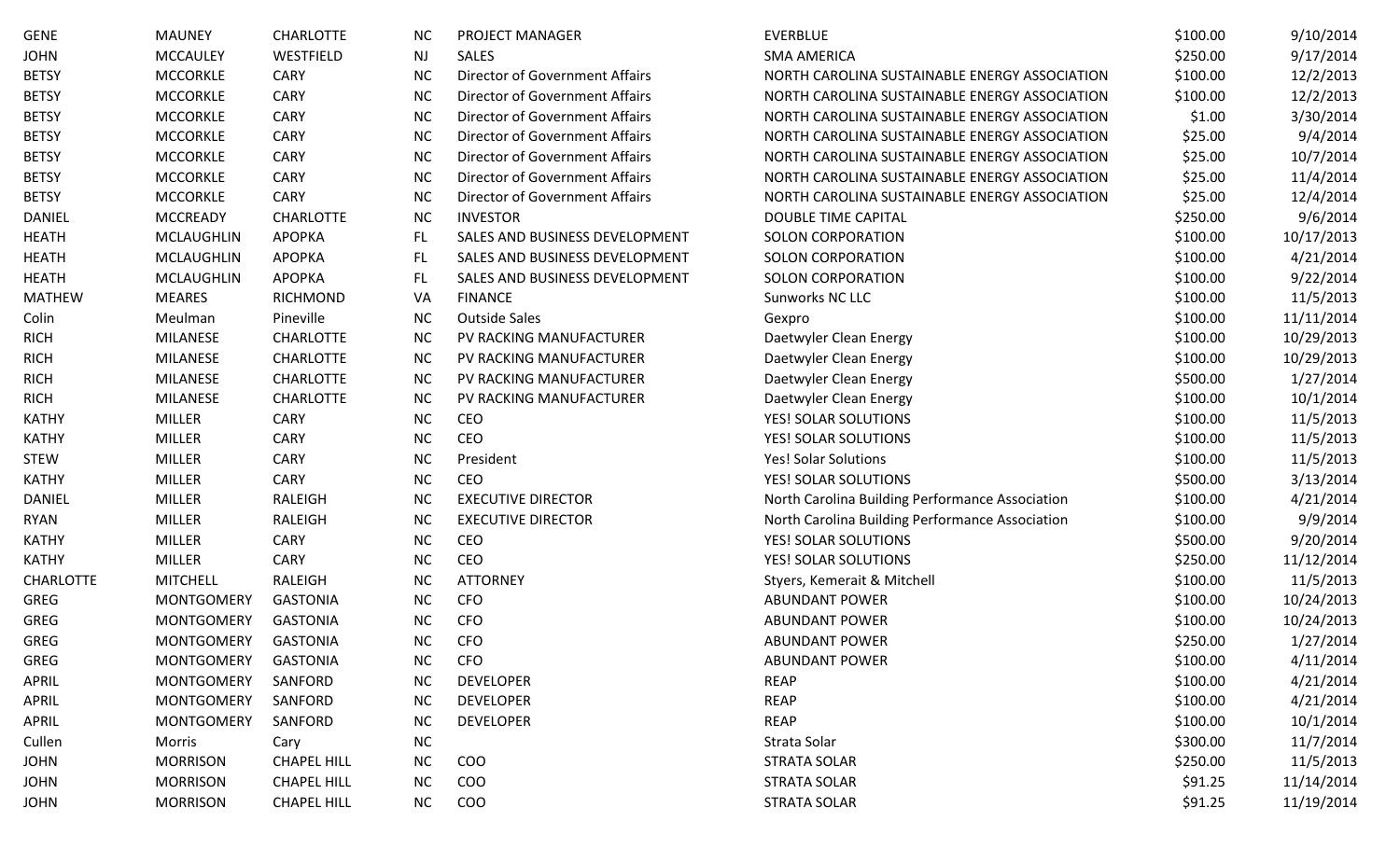| | | | | | | | |
|---|---|---|---|---|---|---|---|
| GENE | MAUNEY | CHARLOTTE | NC | PROJECT MANAGER | EVERBLUE | $100.00 | 9/10/2014 |
| JOHN | MCCAULEY | WESTFIELD | NJ | SALES | SMA AMERICA | $250.00 | 9/17/2014 |
| BETSY | MCCORKLE | CARY | NC | Director of Government Affairs | NORTH CAROLINA SUSTAINABLE ENERGY ASSOCIATION | $100.00 | 12/2/2013 |
| BETSY | MCCORKLE | CARY | NC | Director of Government Affairs | NORTH CAROLINA SUSTAINABLE ENERGY ASSOCIATION | $100.00 | 12/2/2013 |
| BETSY | MCCORKLE | CARY | NC | Director of Government Affairs | NORTH CAROLINA SUSTAINABLE ENERGY ASSOCIATION | $1.00 | 3/30/2014 |
| BETSY | MCCORKLE | CARY | NC | Director of Government Affairs | NORTH CAROLINA SUSTAINABLE ENERGY ASSOCIATION | $25.00 | 9/4/2014 |
| BETSY | MCCORKLE | CARY | NC | Director of Government Affairs | NORTH CAROLINA SUSTAINABLE ENERGY ASSOCIATION | $25.00 | 10/7/2014 |
| BETSY | MCCORKLE | CARY | NC | Director of Government Affairs | NORTH CAROLINA SUSTAINABLE ENERGY ASSOCIATION | $25.00 | 11/4/2014 |
| BETSY | MCCORKLE | CARY | NC | Director of Government Affairs | NORTH CAROLINA SUSTAINABLE ENERGY ASSOCIATION | $25.00 | 12/4/2014 |
| DANIEL | MCCREADY | CHARLOTTE | NC | INVESTOR | DOUBLE TIME CAPITAL | $250.00 | 9/6/2014 |
| HEATH | MCLAUGHLIN | APOPKA | FL | SALES AND BUSINESS DEVELOPMENT | SOLON CORPORATION | $100.00 | 10/17/2013 |
| HEATH | MCLAUGHLIN | APOPKA | FL | SALES AND BUSINESS DEVELOPMENT | SOLON CORPORATION | $100.00 | 4/21/2014 |
| HEATH | MCLAUGHLIN | APOPKA | FL | SALES AND BUSINESS DEVELOPMENT | SOLON CORPORATION | $100.00 | 9/22/2014 |
| MATHEW | MEARES | RICHMOND | VA | FINANCE | Sunworks NC LLC | $100.00 | 11/5/2013 |
| Colin | Meulman | Pineville | NC | Outside Sales | Gexpro | $100.00 | 11/11/2014 |
| RICH | MILANESE | CHARLOTTE | NC | PV RACKING MANUFACTURER | Daetwyler Clean Energy | $100.00 | 10/29/2013 |
| RICH | MILANESE | CHARLOTTE | NC | PV RACKING MANUFACTURER | Daetwyler Clean Energy | $100.00 | 10/29/2013 |
| RICH | MILANESE | CHARLOTTE | NC | PV RACKING MANUFACTURER | Daetwyler Clean Energy | $500.00 | 1/27/2014 |
| RICH | MILANESE | CHARLOTTE | NC | PV RACKING MANUFACTURER | Daetwyler Clean Energy | $100.00 | 10/1/2014 |
| KATHY | MILLER | CARY | NC | CEO | YES! SOLAR SOLUTIONS | $100.00 | 11/5/2013 |
| KATHY | MILLER | CARY | NC | CEO | YES! SOLAR SOLUTIONS | $100.00 | 11/5/2013 |
| STEW | MILLER | CARY | NC | President | Yes! Solar Solutions | $100.00 | 11/5/2013 |
| KATHY | MILLER | CARY | NC | CEO | YES! SOLAR SOLUTIONS | $500.00 | 3/13/2014 |
| DANIEL | MILLER | RALEIGH | NC | EXECUTIVE DIRECTOR | North Carolina Building Performance Association | $100.00 | 4/21/2014 |
| RYAN | MILLER | RALEIGH | NC | EXECUTIVE DIRECTOR | North Carolina Building Performance Association | $100.00 | 9/9/2014 |
| KATHY | MILLER | CARY | NC | CEO | YES! SOLAR SOLUTIONS | $500.00 | 9/20/2014 |
| KATHY | MILLER | CARY | NC | CEO | YES! SOLAR SOLUTIONS | $250.00 | 11/12/2014 |
| CHARLOTTE | MITCHELL | RALEIGH | NC | ATTORNEY | Styers, Kemerait & Mitchell | $100.00 | 11/5/2013 |
| GREG | MONTGOMERY | GASTONIA | NC | CFO | ABUNDANT POWER | $100.00 | 10/24/2013 |
| GREG | MONTGOMERY | GASTONIA | NC | CFO | ABUNDANT POWER | $100.00 | 10/24/2013 |
| GREG | MONTGOMERY | GASTONIA | NC | CFO | ABUNDANT POWER | $250.00 | 1/27/2014 |
| GREG | MONTGOMERY | GASTONIA | NC | CFO | ABUNDANT POWER | $100.00 | 4/11/2014 |
| APRIL | MONTGOMERY | SANFORD | NC | DEVELOPER | REAP | $100.00 | 4/21/2014 |
| APRIL | MONTGOMERY | SANFORD | NC | DEVELOPER | REAP | $100.00 | 4/21/2014 |
| APRIL | MONTGOMERY | SANFORD | NC | DEVELOPER | REAP | $100.00 | 10/1/2014 |
| Cullen | Morris | Cary | NC | | Strata Solar | $300.00 | 11/7/2014 |
| JOHN | MORRISON | CHAPEL HILL | NC | COO | STRATA SOLAR | $250.00 | 11/5/2013 |
| JOHN | MORRISON | CHAPEL HILL | NC | COO | STRATA SOLAR | $91.25 | 11/14/2014 |
| JOHN | MORRISON | CHAPEL HILL | NC | COO | STRATA SOLAR | $91.25 | 11/19/2014 |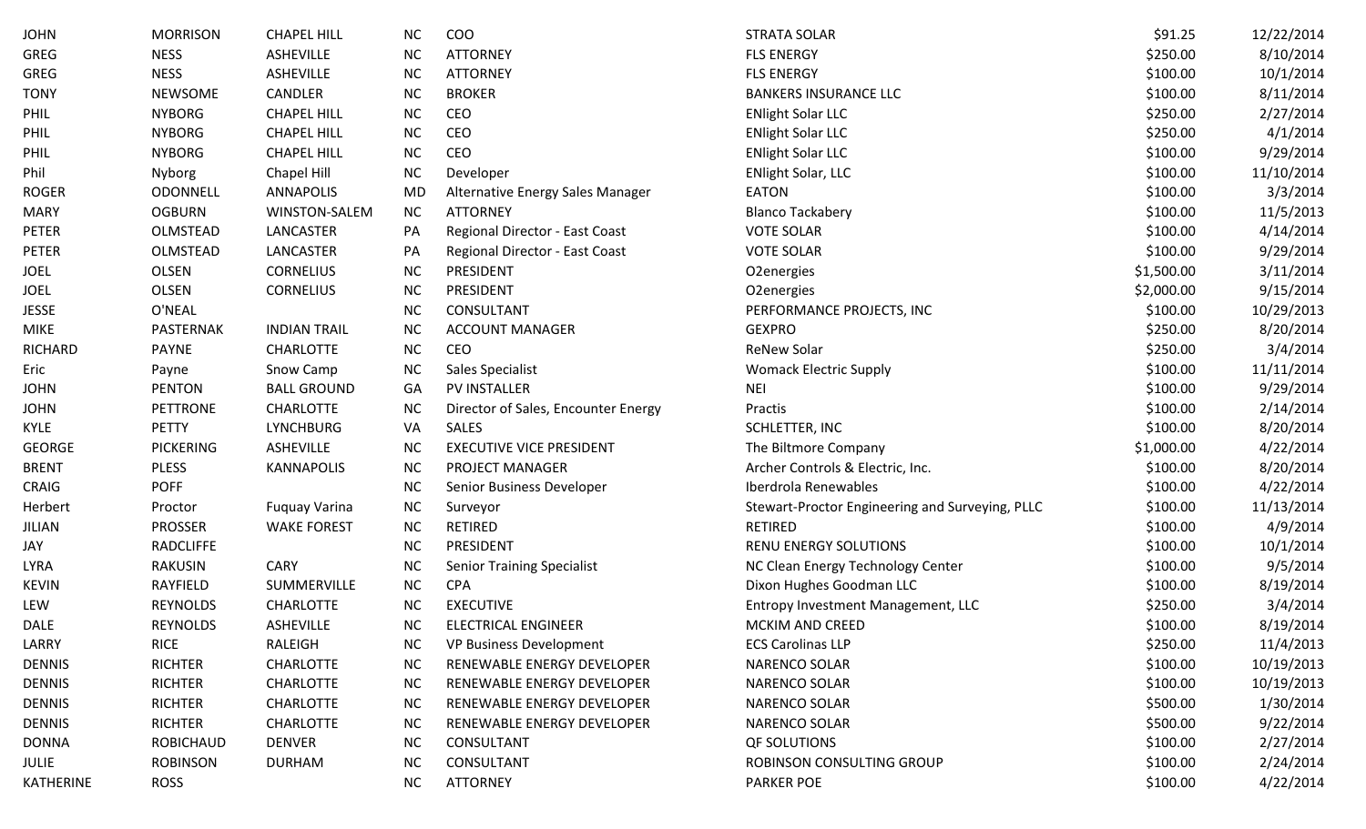| | | | | | | | |
|---|---|---|---|---|---|---|---|
| JOHN | MORRISON | CHAPEL HILL | NC | COO | STRATA SOLAR | $91.25 | 12/22/2014 |
| GREG | NESS | ASHEVILLE | NC | ATTORNEY | FLS ENERGY | $250.00 | 8/10/2014 |
| GREG | NESS | ASHEVILLE | NC | ATTORNEY | FLS ENERGY | $100.00 | 10/1/2014 |
| TONY | NEWSOME | CANDLER | NC | BROKER | BANKERS INSURANCE LLC | $100.00 | 8/11/2014 |
| PHIL | NYBORG | CHAPEL HILL | NC | CEO | ENlight Solar LLC | $250.00 | 2/27/2014 |
| PHIL | NYBORG | CHAPEL HILL | NC | CEO | ENlight Solar LLC | $250.00 | 4/1/2014 |
| PHIL | NYBORG | CHAPEL HILL | NC | CEO | ENlight Solar LLC | $100.00 | 9/29/2014 |
| Phil | Nyborg | Chapel Hill | NC | Developer | ENlight Solar, LLC | $100.00 | 11/10/2014 |
| ROGER | ODONNELL | ANNAPOLIS | MD | Alternative Energy Sales Manager | EATON | $100.00 | 3/3/2014 |
| MARY | OGBURN | WINSTON-SALEM | NC | ATTORNEY | Blanco Tackabery | $100.00 | 11/5/2013 |
| PETER | OLMSTEAD | LANCASTER | PA | Regional Director - East Coast | VOTE SOLAR | $100.00 | 4/14/2014 |
| PETER | OLMSTEAD | LANCASTER | PA | Regional Director - East Coast | VOTE SOLAR | $100.00 | 9/29/2014 |
| JOEL | OLSEN | CORNELIUS | NC | PRESIDENT | O2energies | $1,500.00 | 3/11/2014 |
| JOEL | OLSEN | CORNELIUS | NC | PRESIDENT | O2energies | $2,000.00 | 9/15/2014 |
| JESSE | O'NEAL | | NC | CONSULTANT | PERFORMANCE PROJECTS, INC | $100.00 | 10/29/2013 |
| MIKE | PASTERNAK | INDIAN TRAIL | NC | ACCOUNT MANAGER | GEXPRO | $250.00 | 8/20/2014 |
| RICHARD | PAYNE | CHARLOTTE | NC | CEO | ReNew Solar | $250.00 | 3/4/2014 |
| Eric | Payne | Snow Camp | NC | Sales Specialist | Womack Electric Supply | $100.00 | 11/11/2014 |
| JOHN | PENTON | BALL GROUND | GA | PV INSTALLER | NEI | $100.00 | 9/29/2014 |
| JOHN | PETTRONE | CHARLOTTE | NC | Director of Sales, Encounter Energy | Practis | $100.00 | 2/14/2014 |
| KYLE | PETTY | LYNCHBURG | VA | SALES | SCHLETTER, INC | $100.00 | 8/20/2014 |
| GEORGE | PICKERING | ASHEVILLE | NC | EXECUTIVE VICE PRESIDENT | The Biltmore Company | $1,000.00 | 4/22/2014 |
| BRENT | PLESS | KANNAPOLIS | NC | PROJECT MANAGER | Archer Controls & Electric, Inc. | $100.00 | 8/20/2014 |
| CRAIG | POFF | | NC | Senior Business Developer | Iberdrola Renewables | $100.00 | 4/22/2014 |
| Herbert | Proctor | Fuquay Varina | NC | Surveyor | Stewart-Proctor Engineering and Surveying, PLLC | $100.00 | 11/13/2014 |
| JILIAN | PROSSER | WAKE FOREST | NC | RETIRED | RETIRED | $100.00 | 4/9/2014 |
| JAY | RADCLIFFE | | NC | PRESIDENT | RENU ENERGY SOLUTIONS | $100.00 | 10/1/2014 |
| LYRA | RAKUSIN | CARY | NC | Senior Training Specialist | NC Clean Energy Technology Center | $100.00 | 9/5/2014 |
| KEVIN | RAYFIELD | SUMMERVILLE | NC | CPA | Dixon Hughes Goodman LLC | $100.00 | 8/19/2014 |
| LEW | REYNOLDS | CHARLOTTE | NC | EXECUTIVE | Entropy Investment Management, LLC | $250.00 | 3/4/2014 |
| DALE | REYNOLDS | ASHEVILLE | NC | ELECTRICAL ENGINEER | MCKIM AND CREED | $100.00 | 8/19/2014 |
| LARRY | RICE | RALEIGH | NC | VP Business Development | ECS Carolinas LLP | $250.00 | 11/4/2013 |
| DENNIS | RICHTER | CHARLOTTE | NC | RENEWABLE ENERGY DEVELOPER | NARENCO SOLAR | $100.00 | 10/19/2013 |
| DENNIS | RICHTER | CHARLOTTE | NC | RENEWABLE ENERGY DEVELOPER | NARENCO SOLAR | $100.00 | 10/19/2013 |
| DENNIS | RICHTER | CHARLOTTE | NC | RENEWABLE ENERGY DEVELOPER | NARENCO SOLAR | $500.00 | 1/30/2014 |
| DENNIS | RICHTER | CHARLOTTE | NC | RENEWABLE ENERGY DEVELOPER | NARENCO SOLAR | $500.00 | 9/22/2014 |
| DONNA | ROBICHAUD | DENVER | NC | CONSULTANT | QF SOLUTIONS | $100.00 | 2/27/2014 |
| JULIE | ROBINSON | DURHAM | NC | CONSULTANT | ROBINSON CONSULTING GROUP | $100.00 | 2/24/2014 |
| KATHERINE | ROSS | | NC | ATTORNEY | PARKER POE | $100.00 | 4/22/2014 |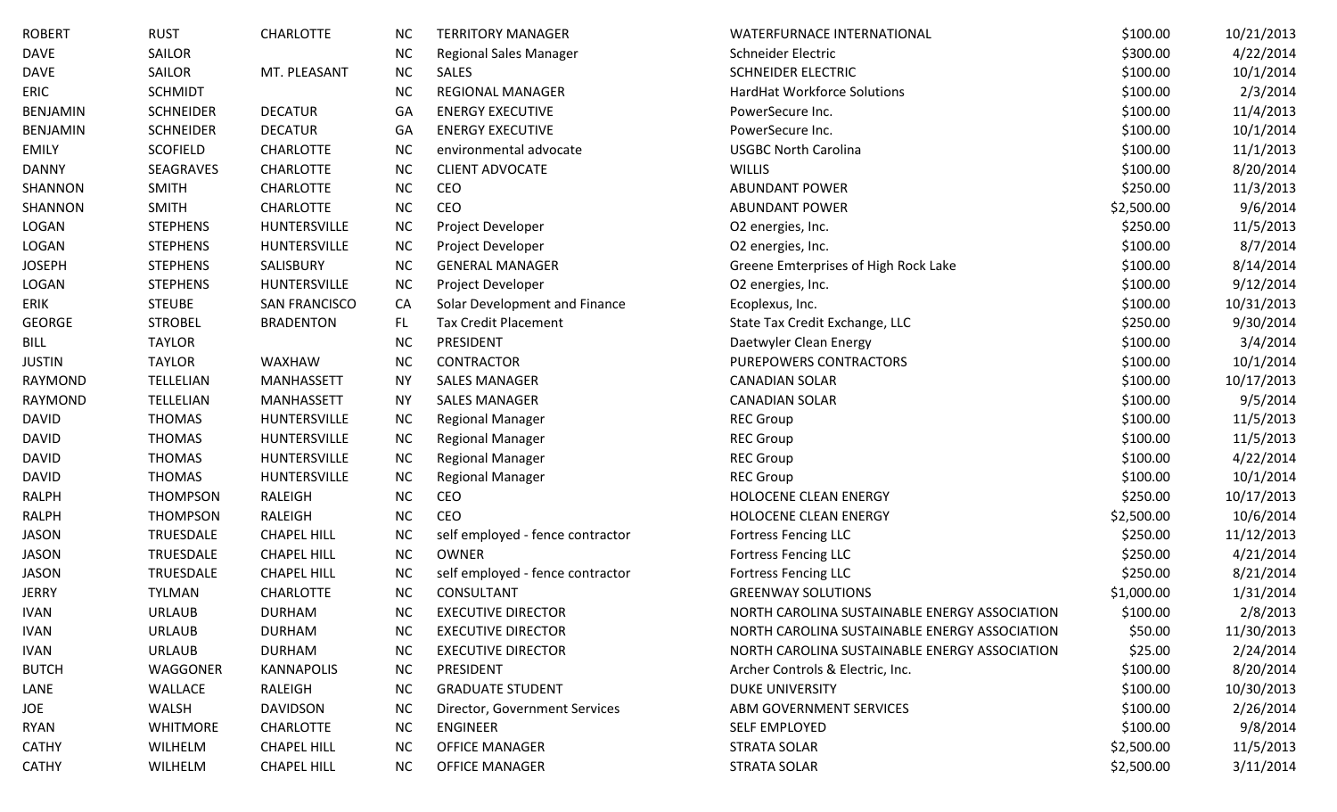| | | | | | | | |
|---|---|---|---|---|---|---|---|
| ROBERT | RUST | CHARLOTTE | NC | TERRITORY MANAGER | WATERFURNACE INTERNATIONAL | $100.00 | 10/21/2013 |
| DAVE | SAILOR | | NC | Regional Sales Manager | Schneider Electric | $300.00 | 4/22/2014 |
| DAVE | SAILOR | MT. PLEASANT | NC | SALES | SCHNEIDER ELECTRIC | $100.00 | 10/1/2014 |
| ERIC | SCHMIDT | | NC | REGIONAL MANAGER | HardHat Workforce Solutions | $100.00 | 2/3/2014 |
| BENJAMIN | SCHNEIDER | DECATUR | GA | ENERGY EXECUTIVE | PowerSecure Inc. | $100.00 | 11/4/2013 |
| BENJAMIN | SCHNEIDER | DECATUR | GA | ENERGY EXECUTIVE | PowerSecure Inc. | $100.00 | 10/1/2014 |
| EMILY | SCOFIELD | CHARLOTTE | NC | environmental advocate | USGBC North Carolina | $100.00 | 11/1/2013 |
| DANNY | SEAGRAVES | CHARLOTTE | NC | CLIENT ADVOCATE | WILLIS | $100.00 | 8/20/2014 |
| SHANNON | SMITH | CHARLOTTE | NC | CEO | ABUNDANT POWER | $250.00 | 11/3/2013 |
| SHANNON | SMITH | CHARLOTTE | NC | CEO | ABUNDANT POWER | $2,500.00 | 9/6/2014 |
| LOGAN | STEPHENS | HUNTERSVILLE | NC | Project Developer | O2 energies, Inc. | $250.00 | 11/5/2013 |
| LOGAN | STEPHENS | HUNTERSVILLE | NC | Project Developer | O2 energies, Inc. | $100.00 | 8/7/2014 |
| JOSEPH | STEPHENS | SALISBURY | NC | GENERAL MANAGER | Greene Emterprises of High Rock Lake | $100.00 | 8/14/2014 |
| LOGAN | STEPHENS | HUNTERSVILLE | NC | Project Developer | O2 energies, Inc. | $100.00 | 9/12/2014 |
| ERIK | STEUBE | SAN FRANCISCO | CA | Solar Development and Finance | Ecoplexus, Inc. | $100.00 | 10/31/2013 |
| GEORGE | STROBEL | BRADENTON | FL | Tax Credit Placement | State Tax Credit Exchange, LLC | $250.00 | 9/30/2014 |
| BILL | TAYLOR | | NC | PRESIDENT | Daetwyler Clean Energy | $100.00 | 3/4/2014 |
| JUSTIN | TAYLOR | WAXHAW | NC | CONTRACTOR | PUREPOWERS CONTRACTORS | $100.00 | 10/1/2014 |
| RAYMOND | TELLELIAN | MANHASSETT | NY | SALES MANAGER | CANADIAN SOLAR | $100.00 | 10/17/2013 |
| RAYMOND | TELLELIAN | MANHASSETT | NY | SALES MANAGER | CANADIAN SOLAR | $100.00 | 9/5/2014 |
| DAVID | THOMAS | HUNTERSVILLE | NC | Regional Manager | REC Group | $100.00 | 11/5/2013 |
| DAVID | THOMAS | HUNTERSVILLE | NC | Regional Manager | REC Group | $100.00 | 11/5/2013 |
| DAVID | THOMAS | HUNTERSVILLE | NC | Regional Manager | REC Group | $100.00 | 4/22/2014 |
| DAVID | THOMAS | HUNTERSVILLE | NC | Regional Manager | REC Group | $100.00 | 10/1/2014 |
| RALPH | THOMPSON | RALEIGH | NC | CEO | HOLOCENE CLEAN ENERGY | $250.00 | 10/17/2013 |
| RALPH | THOMPSON | RALEIGH | NC | CEO | HOLOCENE CLEAN ENERGY | $2,500.00 | 10/6/2014 |
| JASON | TRUESDALE | CHAPEL HILL | NC | self employed - fence contractor | Fortress Fencing LLC | $250.00 | 11/12/2013 |
| JASON | TRUESDALE | CHAPEL HILL | NC | OWNER | Fortress Fencing LLC | $250.00 | 4/21/2014 |
| JASON | TRUESDALE | CHAPEL HILL | NC | self employed - fence contractor | Fortress Fencing LLC | $250.00 | 8/21/2014 |
| JERRY | TYLMAN | CHARLOTTE | NC | CONSULTANT | GREENWAY SOLUTIONS | $1,000.00 | 1/31/2014 |
| IVAN | URLAUB | DURHAM | NC | EXECUTIVE DIRECTOR | NORTH CAROLINA SUSTAINABLE ENERGY ASSOCIATION | $100.00 | 2/8/2013 |
| IVAN | URLAUB | DURHAM | NC | EXECUTIVE DIRECTOR | NORTH CAROLINA SUSTAINABLE ENERGY ASSOCIATION | $50.00 | 11/30/2013 |
| IVAN | URLAUB | DURHAM | NC | EXECUTIVE DIRECTOR | NORTH CAROLINA SUSTAINABLE ENERGY ASSOCIATION | $25.00 | 2/24/2014 |
| BUTCH | WAGGONER | KANNAPOLIS | NC | PRESIDENT | Archer Controls & Electric, Inc. | $100.00 | 8/20/2014 |
| LANE | WALLACE | RALEIGH | NC | GRADUATE STUDENT | DUKE UNIVERSITY | $100.00 | 10/30/2013 |
| JOE | WALSH | DAVIDSON | NC | Director, Government Services | ABM GOVERNMENT SERVICES | $100.00 | 2/26/2014 |
| RYAN | WHITMORE | CHARLOTTE | NC | ENGINEER | SELF EMPLOYED | $100.00 | 9/8/2014 |
| CATHY | WILHELM | CHAPEL HILL | NC | OFFICE MANAGER | STRATA SOLAR | $2,500.00 | 11/5/2013 |
| CATHY | WILHELM | CHAPEL HILL | NC | OFFICE MANAGER | STRATA SOLAR | $2,500.00 | 3/11/2014 |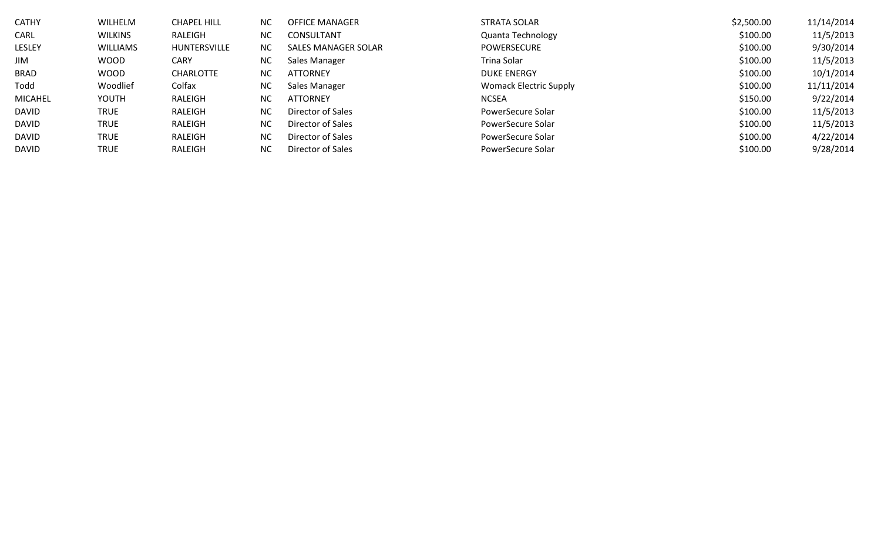| | | | | | | | |
|---|---|---|---|---|---|---|---|
| CATHY | WILHELM | CHAPEL HILL | NC | OFFICE MANAGER | STRATA SOLAR | $2,500.00 | 11/14/2014 |
| CARL | WILKINS | RALEIGH | NC | CONSULTANT | Quanta Technology | $100.00 | 11/5/2013 |
| LESLEY | WILLIAMS | HUNTERSVILLE | NC | SALES MANAGER SOLAR | POWERSECURE | $100.00 | 9/30/2014 |
| JIM | WOOD | CARY | NC | Sales Manager | Trina Solar | $100.00 | 11/5/2013 |
| BRAD | WOOD | CHARLOTTE | NC | ATTORNEY | DUKE ENERGY | $100.00 | 10/1/2014 |
| Todd | Woodlief | Colfax | NC | Sales Manager | Womack Electric Supply | $100.00 | 11/11/2014 |
| MICAHEL | YOUTH | RALEIGH | NC | ATTORNEY | NCSEA | $150.00 | 9/22/2014 |
| DAVID | TRUE | RALEIGH | NC | Director of Sales | PowerSecure Solar | $100.00 | 11/5/2013 |
| DAVID | TRUE | RALEIGH | NC | Director of Sales | PowerSecure Solar | $100.00 | 11/5/2013 |
| DAVID | TRUE | RALEIGH | NC | Director of Sales | PowerSecure Solar | $100.00 | 4/22/2014 |
| DAVID | TRUE | RALEIGH | NC | Director of Sales | PowerSecure Solar | $100.00 | 9/28/2014 |